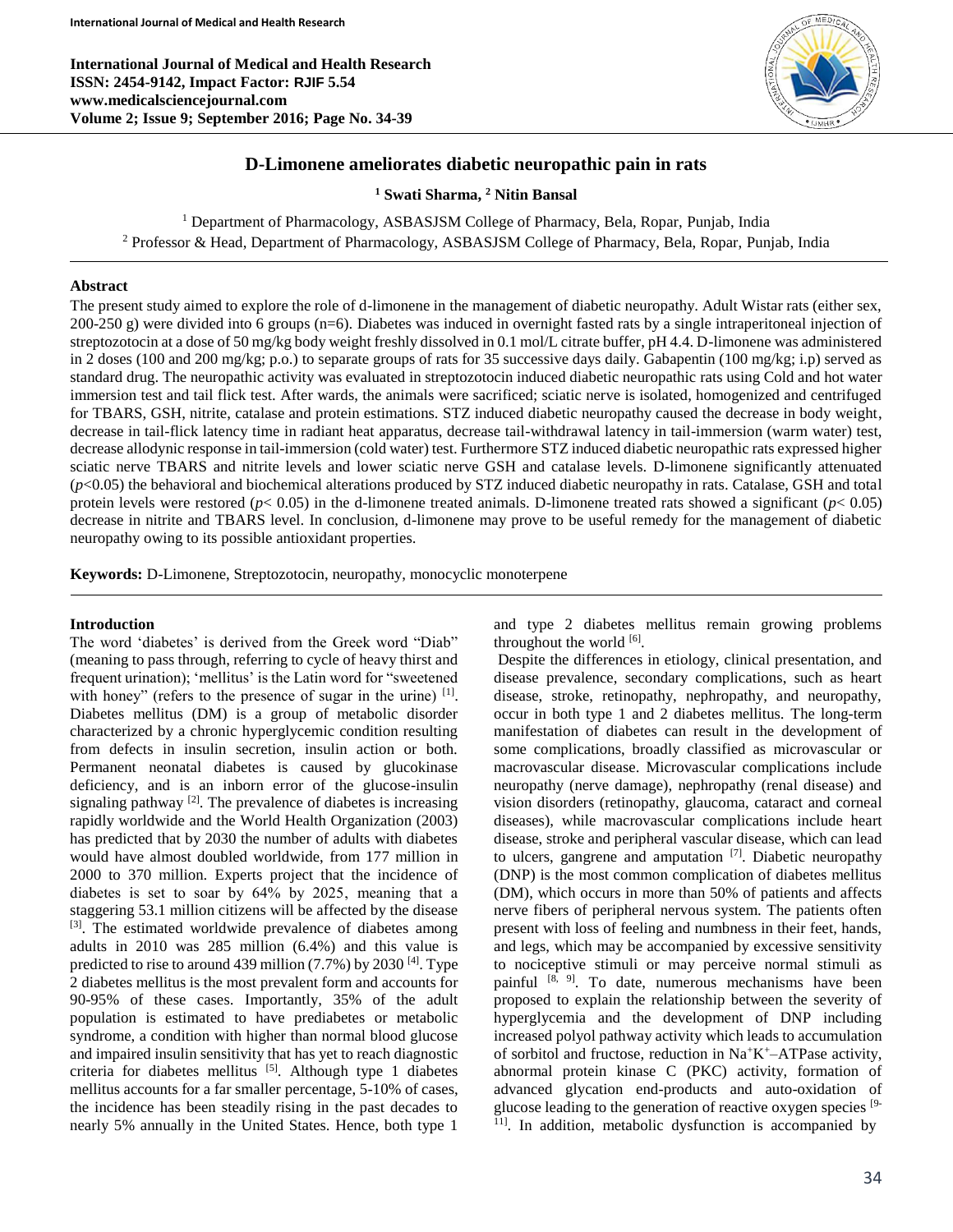# D-Limonene ameliorates diabetic neuropathic pain in rats

**[1] Swati Sharma, [2] Nitin Bansal**

[1] Department of Pharmacology, ASBASJSM College of Pharmacy, Bela, Ropar, Punjab, India
[2] Professor & Head, Department of Pharmacology, ASBASJSM College of Pharmacy, Bela, Ropar, Punjab, India

## Abstract

The present study aimed to explore the role of d-limonene in the management of diabetic neuropathy. Adult Wistar rats (either sex, 200-250 g) were divided into 6 groups (n=6). Diabetes was induced in overnight fasted rats by a single intraperitoneal injection of streptozotocin at a dose of 50 mg/kg body weight freshly dissolved in 0.1 mol/L citrate buffer, pH 4.4. D-limonene was administered in 2 doses (100 and 200 mg/kg; p.o.) to separate groups of rats for 35 successive days daily. Gabapentin (100 mg/kg; i.p) served as standard drug. The neuropathic activity was evaluated in streptozotocin induced diabetic neuropathic rats using Cold and hot water immersion test and tail flick test. After wards, the animals were sacrificed; sciatic nerve is isolated, homogenized and centrifuged for TBARS, GSH, nitrite, catalase and protein estimations. STZ induced diabetic neuropathy caused the decrease in body weight, decrease in tail-flick latency time in radiant heat apparatus, decrease tail-withdrawal latency in tail-immersion (warm water) test, decrease allodynic response in tail-immersion (cold water) test. Furthermore STZ induced diabetic neuropathic rats expressed higher sciatic nerve TBARS and nitrite levels and lower sciatic nerve GSH and catalase levels. D-limonene significantly attenuated ($p<0.05$) the behavioral and biochemical alterations produced by STZ induced diabetic neuropathy in rats. Catalase, GSH and total protein levels were restored ($p< 0.05$) in the d-limonene treated animals. D-limonene treated rats showed a significant ($p< 0.05$) decrease in nitrite and TBARS level. In conclusion, d-limonene may prove to be useful remedy for the management of diabetic neuropathy owing to its possible antioxidant properties.

**Keywords:** D-Limonene, Streptozotocin, neuropathy, monocyclic monoterpene

## Introduction

The word 'diabetes' is derived from the Greek word "Diab" (meaning to pass through, referring to cycle of heavy thirst and frequent urination); 'mellitus' is the Latin word for "sweetened with honey" (refers to the presence of sugar in the urine) [1]. Diabetes mellitus (DM) is a group of metabolic disorder characterized by a chronic hyperglycemic condition resulting from defects in insulin secretion, insulin action or both. Permanent neonatal diabetes is caused by glucokinase deficiency, and is an inborn error of the glucose-insulin signaling pathway [2]. The prevalence of diabetes is increasing rapidly worldwide and the World Health Organization (2003) has predicted that by 2030 the number of adults with diabetes would have almost doubled worldwide, from 177 million in 2000 to 370 million. Experts project that the incidence of diabetes is set to soar by 64% by 2025, meaning that a staggering 53.1 million citizens will be affected by the disease [3]. The estimated worldwide prevalence of diabetes among adults in 2010 was 285 million (6.4%) and this value is predicted to rise to around 439 million (7.7%) by 2030 [4]. Type 2 diabetes mellitus is the most prevalent form and accounts for 90-95% of these cases. Importantly, 35% of the adult population is estimated to have prediabetes or metabolic syndrome, a condition with higher than normal blood glucose and impaired insulin sensitivity that has yet to reach diagnostic criteria for diabetes mellitus [5]. Although type 1 diabetes mellitus accounts for a far smaller percentage, 5-10% of cases, the incidence has been steadily rising in the past decades to nearly 5% annually in the United States. Hence, both type 1 and type 2 diabetes mellitus remain growing problems throughout the world [6].

Despite the differences in etiology, clinical presentation, and disease prevalence, secondary complications, such as heart disease, stroke, retinopathy, nephropathy, and neuropathy, occur in both type 1 and 2 diabetes mellitus. The long-term manifestation of diabetes can result in the development of some complications, broadly classified as microvascular or macrovascular disease. Microvascular complications include neuropathy (nerve damage), nephropathy (renal disease) and vision disorders (retinopathy, glaucoma, cataract and corneal diseases), while macrovascular complications include heart disease, stroke and peripheral vascular disease, which can lead to ulcers, gangrene and amputation [7]. Diabetic neuropathy (DNP) is the most common complication of diabetes mellitus (DM), which occurs in more than 50% of patients and affects nerve fibers of peripheral nervous system. The patients often present with loss of feeling and numbness in their feet, hands, and legs, which may be accompanied by excessive sensitivity to nociceptive stimuli or may perceive normal stimuli as painful [8, 9]. To date, numerous mechanisms have been proposed to explain the relationship between the severity of hyperglycemia and the development of DNP including increased polyol pathway activity which leads to accumulation of sorbitol and fructose, reduction in $Na^{+}K^{+}$–ATPase activity, abnormal protein kinase C (PKC) activity, formation of advanced glycation end-products and auto-oxidation of glucose leading to the generation of reactive oxygen species [9-11]. In addition, metabolic dysfunction is accompanied by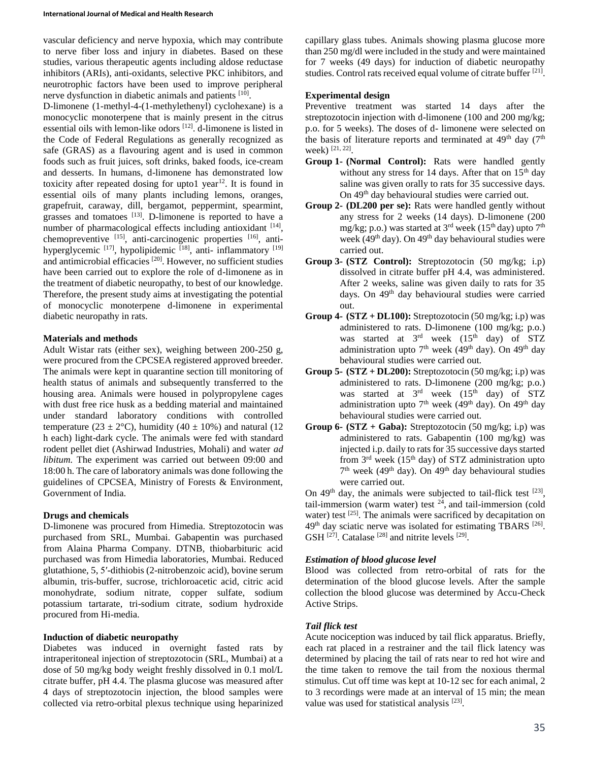vascular deficiency and nerve hypoxia, which may contribute to nerve fiber loss and injury in diabetes. Based on these studies, various therapeutic agents including aldose reductase inhibitors (ARIs), anti-oxidants, selective PKC inhibitors, and neurotrophic factors have been used to improve peripheral nerve dysfunction in diabetic animals and patients [10].

D-limonene (1-methyl-4-(1-methylethenyl) cyclohexane) is a monocyclic monoterpene that is mainly present in the citrus essential oils with lemon-like odors [12]. d-limonene is listed in the Code of Federal Regulations as generally recognized as safe (GRAS) as a flavouring agent and is used in common foods such as fruit juices, soft drinks, baked foods, ice-cream and desserts. In humans, d-limonene has demonstrated low toxicity after repeated dosing for upto1 year[12]. It is found in essential oils of many plants including lemons, oranges, grapefruit, caraway, dill, bergamot, peppermint, spearmint, grasses and tomatoes [13]. D-limonene is reported to have a number of pharmacological effects including antioxidant [14], chemopreventive [15], anti-carcinogenic properties [16], anti-hyperglycemic [17], hypolipidemic [18], anti- inflammatory [19] and antimicrobial efficacies [20]. However, no sufficient studies have been carried out to explore the role of d-limonene as in the treatment of diabetic neuropathy, to best of our knowledge. Therefore, the present study aims at investigating the potential of monocyclic monoterpene d-limonene in experimental diabetic neuropathy in rats.

## Materials and methods

Adult Wistar rats (either sex), weighing between 200-250 g, were procured from the CPCSEA registered approved breeder. The animals were kept in quarantine section till monitoring of health status of animals and subsequently transferred to the housing area. Animals were housed in polypropylene cages with dust free rice husk as a bedding material and maintained under standard laboratory conditions with controlled temperature (23 ± 2°C), humidity (40 ± 10%) and natural (12 h each) light-dark cycle. The animals were fed with standard rodent pellet diet (Ashirwad Industries, Mohali) and water *ad libitum*. The experiment was carried out between 09:00 and 18:00 h. The care of laboratory animals was done following the guidelines of CPCSEA, Ministry of Forests & Environment, Government of India.

### Drugs and chemicals

D-limonene was procured from Himedia. Streptozotocin was purchased from SRL, Mumbai. Gabapentin was purchased from Alaina Pharma Company. DTNB, thiobarbituric acid purchased was from Himedia laboratories, Mumbai. Reduced glutathione, 5, 5′-dithiobis (2-nitrobenzoic acid), bovine serum albumin, tris-buffer, sucrose, trichloroacetic acid, citric acid monohydrate, sodium nitrate, copper sulfate, sodium potassium tartarate, tri-sodium citrate, sodium hydroxide procured from Hi-media.

### Induction of diabetic neuropathy

Diabetes was induced in overnight fasted rats by intraperitoneal injection of streptozotocin (SRL, Mumbai) at a dose of 50 mg/kg body weight freshly dissolved in 0.1 mol/L citrate buffer, pH 4.4. The plasma glucose was measured after 4 days of streptozotocin injection, the blood samples were collected via retro-orbital plexus technique using heparinized capillary glass tubes. Animals showing plasma glucose more than 250 mg/dl were included in the study and were maintained for 7 weeks (49 days) for induction of diabetic neuropathy studies. Control rats received equal volume of citrate buffer [21].

### Experimental design

Preventive treatment was started 14 days after the streptozotocin injection with d-limonene (100 and 200 mg/kg; p.o. for 5 weeks). The doses of d- limonene were selected on the basis of literature reports and terminated at 49th day (7th week) [21, 22].

- **Group 1- (Normal Control):** Rats were handled gently without any stress for 14 days. After that on 15th day saline was given orally to rats for 35 successive days. On 49th day behavioural studies were carried out.
- **Group 2- (DL200 per se):** Rats were handled gently without any stress for 2 weeks (14 days). D-limonene (200 mg/kg; p.o.) was started at 3rd week (15th day) upto 7th week (49th day). On 49th day behavioural studies were carried out.
- **Group 3- (STZ Control):** Streptozotocin (50 mg/kg; i.p) dissolved in citrate buffer pH 4.4, was administered. After 2 weeks, saline was given daily to rats for 35 days. On 49th day behavioural studies were carried out.
- **Group 4- (STZ + DL100):** Streptozotocin (50 mg/kg; i.p) was administered to rats. D-limonene (100 mg/kg; p.o.) was started at 3rd week (15th day) of STZ administration upto 7th week (49th day). On 49th day behavioural studies were carried out.
- **Group 5- (STZ + DL200):** Streptozotocin (50 mg/kg; i.p) was administered to rats. D-limonene (200 mg/kg; p.o.) was started at 3rd week (15th day) of STZ administration upto 7th week (49th day). On 49th day behavioural studies were carried out.
- **Group 6- (STZ + Gaba):** Streptozotocin (50 mg/kg; i.p) was administered to rats. Gabapentin (100 mg/kg) was injected i.p. daily to rats for 35 successive days started from 3rd week (15th day) of STZ administration upto 7th week (49th day). On 49th day behavioural studies were carried out.

On 49th day, the animals were subjected to tail-flick test [23], tail-immersion (warm water) test [24], and tail-immersion (cold water) test [25]. The animals were sacrificed by decapitation on 49th day sciatic nerve was isolated for estimating TBARS [26]. GSH [27]. Catalase [28] and nitrite levels [29].

### *Estimation of blood glucose level*

Blood was collected from retro-orbital of rats for the determination of the blood glucose levels. After the sample collection the blood glucose was determined by Accu-Check Active Strips.

### *Tail flick test*

Acute nociception was induced by tail flick apparatus. Briefly, each rat placed in a restrainer and the tail flick latency was determined by placing the tail of rats near to red hot wire and the time taken to remove the tail from the noxious thermal stimulus. Cut off time was kept at 10-12 sec for each animal, 2 to 3 recordings were made at an interval of 15 min; the mean value was used for statistical analysis [23].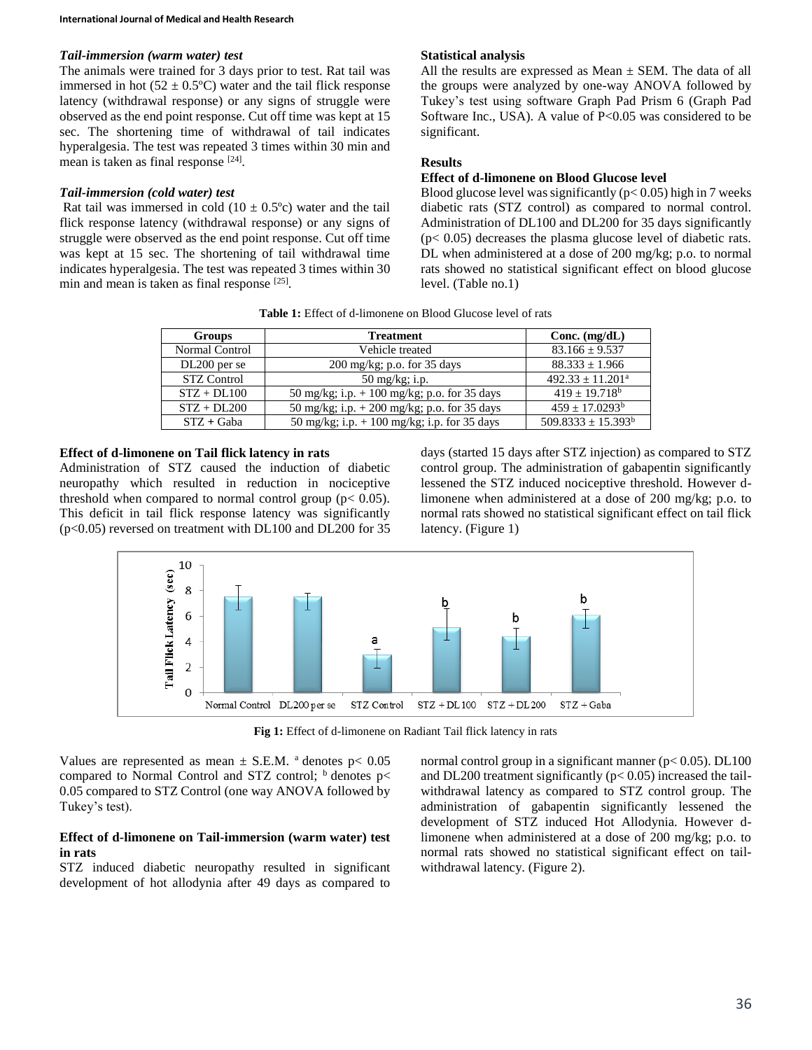### *Tail-immersion (warm water) test*

The animals were trained for 3 days prior to test. Rat tail was immersed in hot ($52 \pm 0.5$ºC) water and the tail flick response latency (withdrawal response) or any signs of struggle were observed as the end point response. Cut off time was kept at 15 sec. The shortening time of withdrawal of tail indicates hyperalgesia. The test was repeated 3 times within 30 min and mean is taken as final response [24].

### *Tail-immersion (cold water) test*

Rat tail was immersed in cold ($10 \pm 0.5$ºc) water and the tail flick response latency (withdrawal response) or any signs of struggle were observed as the end point response. Cut off time was kept at 15 sec. The shortening of tail withdrawal time indicates hyperalgesia. The test was repeated 3 times within 30 min and mean is taken as final response [25].

### Statistical analysis

All the results are expressed as Mean ± SEM. The data of all the groups were analyzed by one-way ANOVA followed by Tukey's test using software Graph Pad Prism 6 (Graph Pad Software Inc., USA). A value of $P<0.05$ was considered to be significant.

## Results

### Effect of d-limonene on Blood Glucose level

Blood glucose level was significantly ($p< 0.05$) high in 7 weeks diabetic rats (STZ control) as compared to normal control. Administration of DL100 and DL200 for 35 days significantly ($p< 0.05$) decreases the plasma glucose level of diabetic rats. DL when administered at a dose of 200 mg/kg; p.o. to normal rats showed no statistical significant effect on blood glucose level. (Table no.1)

**Table 1:** Effect of d-limonene on Blood Glucose level of rats

| Groups | Treatment | Conc. (mg/dL) |
|---|---|---|
| Normal Control | Vehicle treated | $83.166 \pm 9.537$ |
| DL200 per se | 200 mg/kg; p.o. for 35 days | $88.333 \pm 1.966$ |
| STZ Control | 50 mg/kg; i.p. | $492.33 \pm 11.201^{a}$ |
| STZ + DL100 | 50 mg/kg; i.p. + 100 mg/kg; p.o. for 35 days | $419 \pm 19.718^{b}$ |
| STZ + DL200 | 50 mg/kg; i.p. + 200 mg/kg; p.o. for 35 days | $459 \pm 17.0293^{b}$ |
| STZ + Gaba | 50 mg/kg; i.p. + 100 mg/kg; i.p. for 35 days | $509.8333 \pm 15.393^{b}$ |

### Effect of d-limonene on Tail flick latency in rats

Administration of STZ caused the induction of diabetic neuropathy which resulted in reduction in nociceptive threshold when compared to normal control group ($p< 0.05$). This deficit in tail flick response latency was significantly ($p<0.05$) reversed on treatment with DL100 and DL200 for 35 days (started 15 days after STZ injection) as compared to STZ control group. The administration of gabapentin significantly lessened the STZ induced nociceptive threshold. However d-limonene when administered at a dose of 200 mg/kg; p.o. to normal rats showed no statistical significant effect on tail flick latency. (Figure 1)

**Fig 1:** Effect of d-limonene on Radiant Tail flick latency in rats

Values are represented as mean ± S.E.M. [a] denotes $p< 0.05$ compared to Normal Control and STZ control; [b] denotes $p< 0.05$ compared to STZ Control (one way ANOVA followed by Tukey's test).

### Effect of d-limonene on Tail-immersion (warm water) test in rats

STZ induced diabetic neuropathy resulted in significant development of hot allodynia after 49 days as compared to normal control group in a significant manner ($p< 0.05$). DL100 and DL200 treatment significantly ($p< 0.05$) increased the tail-withdrawal latency as compared to STZ control group. The administration of gabapentin significantly lessened the development of STZ induced Hot Allodynia. However d-limonene when administered at a dose of 200 mg/kg; p.o. to normal rats showed no statistical significant effect on tail-withdrawal latency. (Figure 2).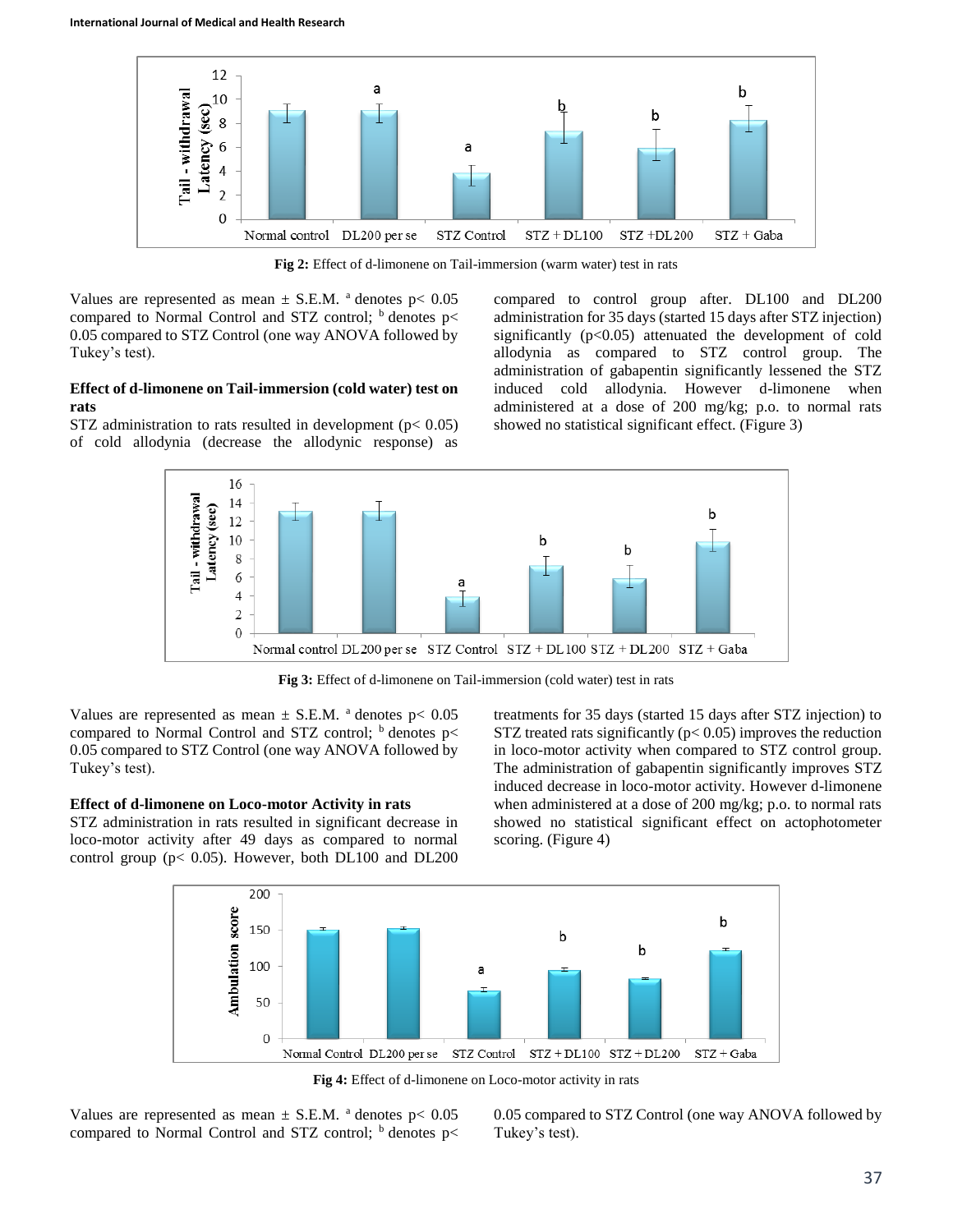**Fig 2:** Effect of d-limonene on Tail-immersion (warm water) test in rats

Values are represented as mean ± S.E.M. [a] denotes $p < 0.05$ compared to Normal Control and STZ control; [b] denotes $p < 0.05$ compared to STZ Control (one way ANOVA followed by Tukey's test).

### Effect of d-limonene on Tail-immersion (cold water) test on rats

STZ administration to rats resulted in development ($p < 0.05$) of cold allodynia (decrease the allodynic response) as compared to control group after. DL100 and DL200 administration for 35 days (started 15 days after STZ injection) significantly ($p<0.05$) attenuated the development of cold allodynia as compared to STZ control group. The administration of gabapentin significantly lessened the STZ induced cold allodynia. However d-limonene when administered at a dose of 200 mg/kg; p.o. to normal rats showed no statistical significant effect. (Figure 3)

**Fig 3:** Effect of d-limonene on Tail-immersion (cold water) test in rats

Values are represented as mean ± S.E.M. [a] denotes $p < 0.05$ compared to Normal Control and STZ control; [b] denotes $p < 0.05$ compared to STZ Control (one way ANOVA followed by Tukey's test).

### Effect of d-limonene on Loco-motor Activity in rats

STZ administration in rats resulted in significant decrease in loco-motor activity after 49 days as compared to normal control group ($p < 0.05$). However, both DL100 and DL200 treatments for 35 days (started 15 days after STZ injection) to STZ treated rats significantly ($p < 0.05$) improves the reduction in loco-motor activity when compared to STZ control group. The administration of gabapentin significantly improves STZ induced decrease in loco-motor activity. However d-limonene when administered at a dose of 200 mg/kg; p.o. to normal rats showed no statistical significant effect on actophotometer scoring. (Figure 4)

**Fig 4:** Effect of d-limonene on Loco-motor activity in rats

Values are represented as mean ± S.E.M. [a] denotes $p < 0.05$ compared to Normal Control and STZ control; [b] denotes $p < 0.05$ compared to STZ Control (one way ANOVA followed by Tukey's test).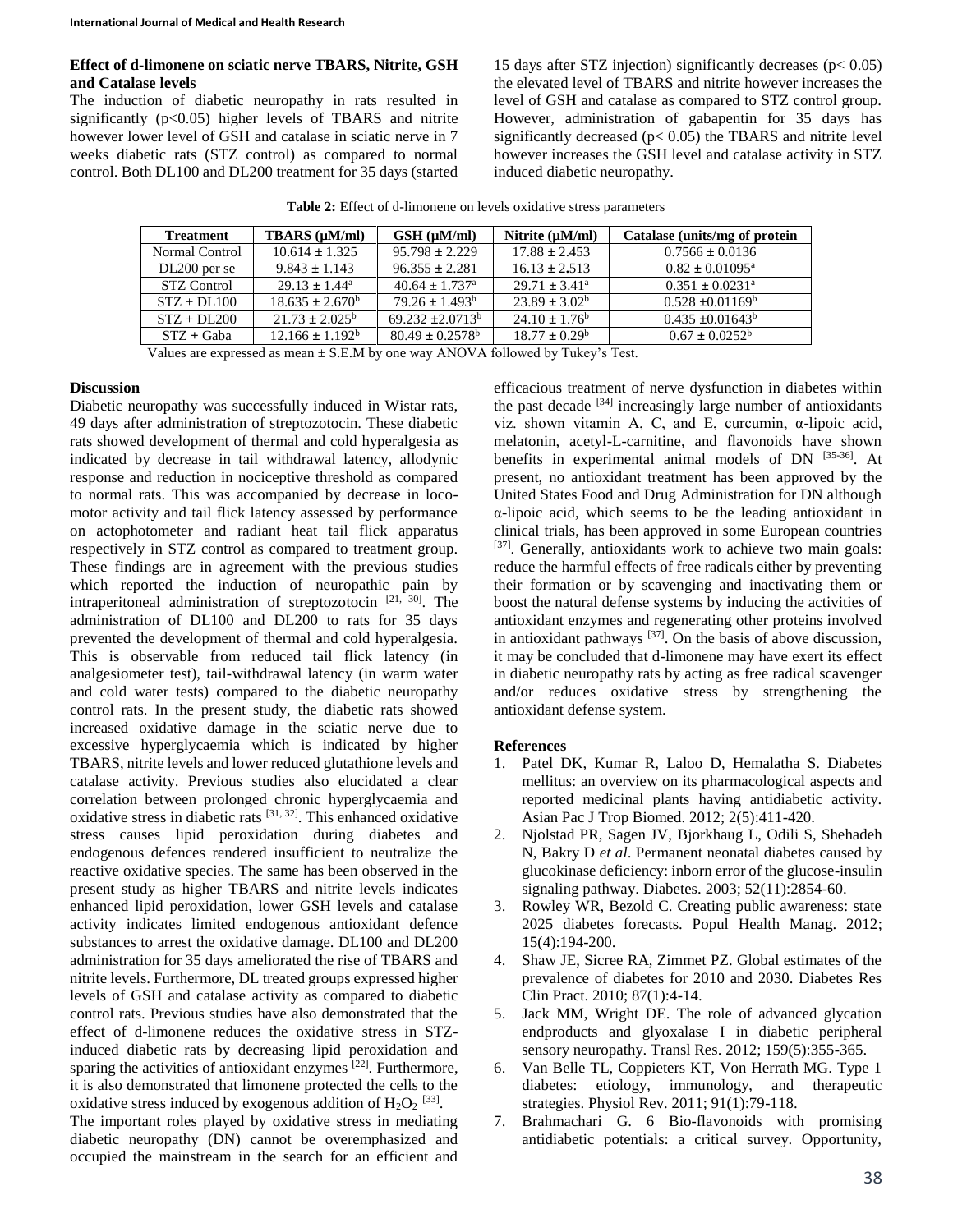### Effect of d-limonene on sciatic nerve TBARS, Nitrite, GSH and Catalase levels

The induction of diabetic neuropathy in rats resulted in significantly ($p<0.05$) higher levels of TBARS and nitrite however lower level of GSH and catalase in sciatic nerve in 7 weeks diabetic rats (STZ control) as compared to normal control. Both DL100 and DL200 treatment for 35 days (started 15 days after STZ injection) significantly decreases ($p< 0.05$) the elevated level of TBARS and nitrite however increases the level of GSH and catalase as compared to STZ control group. However, administration of gabapentin for 35 days has significantly decreased ($p< 0.05$) the TBARS and nitrite level however increases the GSH level and catalase activity in STZ induced diabetic neuropathy.

**Table 2:** Effect of d-limonene on levels oxidative stress parameters

| Treatment | TBARS (μM/ml) | GSH (μM/ml) | Nitrite (μM/ml) | Catalase (units/mg of protein |
|---|---|---|---|---|
| Normal Control | 10.614 ± 1.325 | 95.798 ± 2.229 | 17.88 ± 2.453 | 0.7566 ± 0.0136 |
| DL200 per se | 9.843 ± 1.143 | 96.355 ± 2.281 | 16.13 ± 2.513 | 0.82 ± 0.01095[a] |
| STZ Control | 29.13 ± 1.44[a] | 40.64 ± 1.737[a] | 29.71 ± 3.41[a] | 0.351 ± 0.0231[a] |
| STZ + DL100 | 18.635 ± 2.670[b] | 79.26 ± 1.493[b] | 23.89 ± 3.02[b] | 0.528 ±0.01169[b] |
| STZ + DL200 | 21.73 ± 2.025[b] | 69.232 ±2.0713[b] | 24.10 ± 1.76[b] | 0.435 ±0.01643[b] |
| STZ + Gaba | 12.166 ± 1.192[b] | 80.49 ± 0.2578[b] | 18.77 ± 0.29[b] | 0.67 ± 0.0252[b] |

Values are expressed as mean ± S.E.M by one way ANOVA followed by Tukey's Test.

## Discussion

Diabetic neuropathy was successfully induced in Wistar rats, 49 days after administration of streptozotocin. These diabetic rats showed development of thermal and cold hyperalgesia as indicated by decrease in tail withdrawal latency, allodynic response and reduction in nociceptive threshold as compared to normal rats. This was accompanied by decrease in loco-motor activity and tail flick latency assessed by performance on actophotometer and radiant heat tail flick apparatus respectively in STZ control as compared to treatment group. These findings are in agreement with the previous studies which reported the induction of neuropathic pain by intraperitoneal administration of streptozotocin [21, 30]. The administration of DL100 and DL200 to rats for 35 days prevented the development of thermal and cold hyperalgesia. This is observable from reduced tail flick latency (in analgesiometer test), tail-withdrawal latency (in warm water and cold water tests) compared to the diabetic neuropathy control rats. In the present study, the diabetic rats showed increased oxidative damage in the sciatic nerve due to excessive hyperglycaemia which is indicated by higher TBARS, nitrite levels and lower reduced glutathione levels and catalase activity. Previous studies also elucidated a clear correlation between prolonged chronic hyperglycaemia and oxidative stress in diabetic rats [31, 32]. This enhanced oxidative stress causes lipid peroxidation during diabetes and endogenous defences rendered insufficient to neutralize the reactive oxidative species. The same has been observed in the present study as higher TBARS and nitrite levels indicates enhanced lipid peroxidation, lower GSH levels and catalase activity indicates limited endogenous antioxidant defence substances to arrest the oxidative damage. DL100 and DL200 administration for 35 days ameliorated the rise of TBARS and nitrite levels. Furthermore, DL treated groups expressed higher levels of GSH and catalase activity as compared to diabetic control rats. Previous studies have also demonstrated that the effect of d-limonene reduces the oxidative stress in STZ-induced diabetic rats by decreasing lipid peroxidation and sparing the activities of antioxidant enzymes [22]. Furthermore, it is also demonstrated that limonene protected the cells to the oxidative stress induced by exogenous addition of $H_2O_2$ [33].

The important roles played by oxidative stress in mediating diabetic neuropathy (DN) cannot be overemphasized and occupied the mainstream in the search for an efficient and efficacious treatment of nerve dysfunction in diabetes within the past decade [34] increasingly large number of antioxidants viz. shown vitamin A, C, and E, curcumin, α-lipoic acid, melatonin, acetyl-L-carnitine, and flavonoids have shown benefits in experimental animal models of DN [35-36]. At present, no antioxidant treatment has been approved by the United States Food and Drug Administration for DN although α-lipoic acid, which seems to be the leading antioxidant in clinical trials, has been approved in some European countries [37]. Generally, antioxidants work to achieve two main goals: reduce the harmful effects of free radicals either by preventing their formation or by scavenging and inactivating them or boost the natural defense systems by inducing the activities of antioxidant enzymes and regenerating other proteins involved in antioxidant pathways [37]. On the basis of above discussion, it may be concluded that d-limonene may have exert its effect in diabetic neuropathy rats by acting as free radical scavenger and/or reduces oxidative stress by strengthening the antioxidant defense system.

## References

1. Patel DK, Kumar R, Laloo D, Hemalatha S. Diabetes mellitus: an overview on its pharmacological aspects and reported medicinal plants having antidiabetic activity. Asian Pac J Trop Biomed. 2012; 2(5):411-420.
2. Njolstad PR, Sagen JV, Bjorkhaug L, Odili S, Shehadeh N, Bakry D *et al*. Permanent neonatal diabetes caused by glucokinase deficiency: inborn error of the glucose-insulin signaling pathway. Diabetes. 2003; 52(11):2854-60.
3. Rowley WR, Bezold C. Creating public awareness: state 2025 diabetes forecasts. Popul Health Manag. 2012; 15(4):194-200.
4. Shaw JE, Sicree RA, Zimmet PZ. Global estimates of the prevalence of diabetes for 2010 and 2030. Diabetes Res Clin Pract. 2010; 87(1):4-14.
5. Jack MM, Wright DE. The role of advanced glycation endproducts and glyoxalase I in diabetic peripheral sensory neuropathy. Transl Res. 2012; 159(5):355-365.
6. Van Belle TL, Coppieters KT, Von Herrath MG. Type 1 diabetes: etiology, immunology, and therapeutic strategies. Physiol Rev. 2011; 91(1):79-118.
7. Brahmachari G. 6 Bio-flavonoids with promising antidiabetic potentials: a critical survey. Opportunity,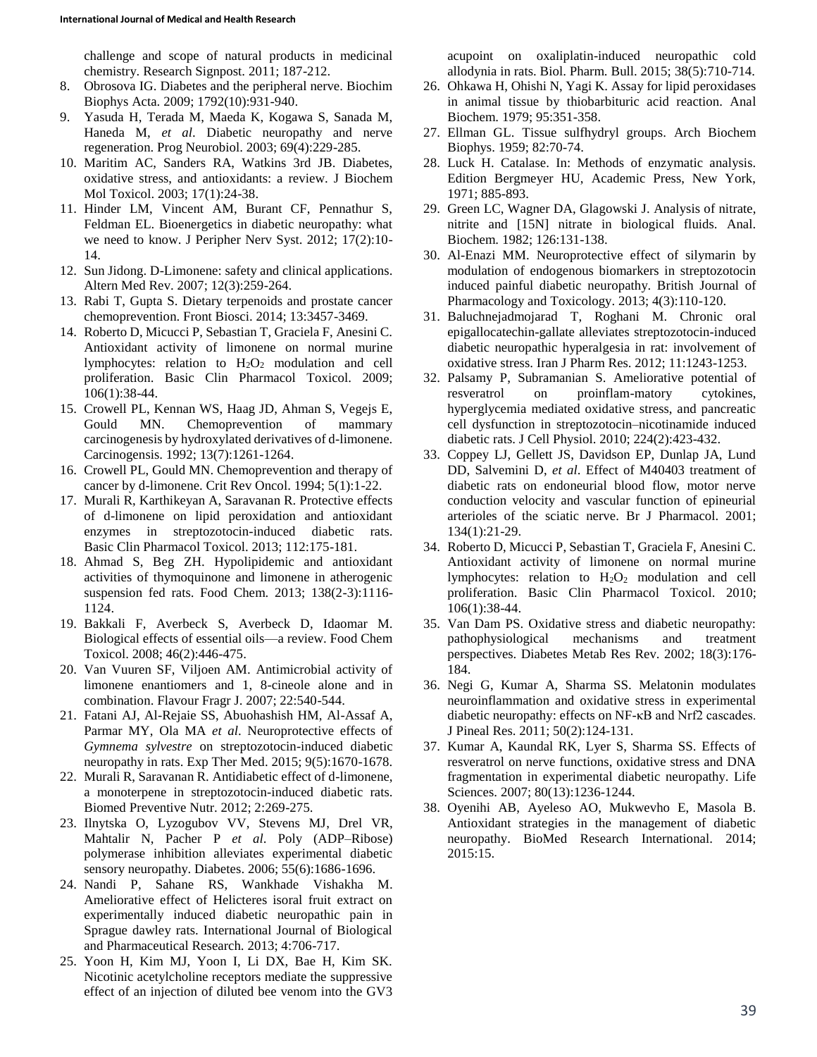challenge and scope of natural products in medicinal chemistry. Research Signpost. 2011; 187-212.

8. Obrosova IG. Diabetes and the peripheral nerve. Biochim Biophys Acta. 2009; 1792(10):931-940.
9. Yasuda H, Terada M, Maeda K, Kogawa S, Sanada M, Haneda M, *et al*. Diabetic neuropathy and nerve regeneration. Prog Neurobiol. 2003; 69(4):229-285.
10. Maritim AC, Sanders RA, Watkins 3rd JB. Diabetes, oxidative stress, and antioxidants: a review. J Biochem Mol Toxicol. 2003; 17(1):24-38.
11. Hinder LM, Vincent AM, Burant CF, Pennathur S, Feldman EL. Bioenergetics in diabetic neuropathy: what we need to know. J Peripher Nerv Syst. 2012; 17(2):10-14.
12. Sun Jidong. D-Limonene: safety and clinical applications. Altern Med Rev. 2007; 12(3):259-264.
13. Rabi T, Gupta S. Dietary terpenoids and prostate cancer chemoprevention. Front Biosci. 2014; 13:3457-3469.
14. Roberto D, Micucci P, Sebastian T, Graciela F, Anesini C. Antioxidant activity of limonene on normal murine lymphocytes: relation to $H_2O_2$ modulation and cell proliferation. Basic Clin Pharmacol Toxicol. 2009; 106(1):38-44.
15. Crowell PL, Kennan WS, Haag JD, Ahman S, Vegejs E, Gould MN. Chemoprevention of mammary carcinogenesis by hydroxylated derivatives of d-limonene. Carcinogensis. 1992; 13(7):1261-1264.
16. Crowell PL, Gould MN. Chemoprevention and therapy of cancer by d-limonene. Crit Rev Oncol. 1994; 5(1):1-22.
17. Murali R, Karthikeyan A, Saravanan R. Protective effects of d-limonene on lipid peroxidation and antioxidant enzymes in streptozotocin-induced diabetic rats. Basic Clin Pharmacol Toxicol. 2013; 112:175-181.
18. Ahmad S, Beg ZH. Hypolipidemic and antioxidant activities of thymoquinone and limonene in atherogenic suspension fed rats. Food Chem. 2013; 138(2-3):1116-1124.
19. Bakkali F, Averbeck S, Averbeck D, Idaomar M. Biological effects of essential oils—a review. Food Chem Toxicol. 2008; 46(2):446-475.
20. Van Vuuren SF, Viljoen AM. Antimicrobial activity of limonene enantiomers and 1, 8-cineole alone and in combination. Flavour Fragr J. 2007; 22:540-544.
21. Fatani AJ, Al-Rejaie SS, Abuohashish HM, Al-Assaf A, Parmar MY, Ola MA *et al*. Neuroprotective effects of *Gymnema sylvestre* on streptozotocin-induced diabetic neuropathy in rats. Exp Ther Med. 2015; 9(5):1670-1678.
22. Murali R, Saravanan R. Antidiabetic effect of d-limonene, a monoterpene in streptozotocin-induced diabetic rats. Biomed Preventive Nutr. 2012; 2:269-275.
23. Ilnytska O, Lyzogubov VV, Stevens MJ, Drel VR, Mahtalir N, Pacher P *et al*. Poly (ADP–Ribose) polymerase inhibition alleviates experimental diabetic sensory neuropathy. Diabetes. 2006; 55(6):1686-1696.
24. Nandi P, Sahane RS, Wankhade Vishakha M. Ameliorative effect of Helicteres isoral fruit extract on experimentally induced diabetic neuropathic pain in Sprague dawley rats. International Journal of Biological and Pharmaceutical Research. 2013; 4:706-717.
25. Yoon H, Kim MJ, Yoon I, Li DX, Bae H, Kim SK. Nicotinic acetylcholine receptors mediate the suppressive effect of an injection of diluted bee venom into the GV3 acupoint on oxaliplatin-induced neuropathic cold allodynia in rats. Biol. Pharm. Bull. 2015; 38(5):710-714.
26. Ohkawa H, Ohishi N, Yagi K. Assay for lipid peroxidases in animal tissue by thiobarbituric acid reaction. Anal Biochem. 1979; 95:351-358.
27. Ellman GL. Tissue sulfhydryl groups. Arch Biochem Biophys. 1959; 82:70-74.
28. Luck H. Catalase. In: Methods of enzymatic analysis. Edition Bergmeyer HU, Academic Press, New York, 1971; 885-893.
29. Green LC, Wagner DA, Glagowski J. Analysis of nitrate, nitrite and [15N] nitrate in biological fluids. Anal. Biochem. 1982; 126:131-138.
30. Al-Enazi MM. Neuroprotective effect of silymarin by modulation of endogenous biomarkers in streptozotocin induced painful diabetic neuropathy. British Journal of Pharmacology and Toxicology. 2013; 4(3):110-120.
31. Baluchnejadmojarad T, Roghani M. Chronic oral epigallocatechin-gallate alleviates streptozotocin-induced diabetic neuropathic hyperalgesia in rat: involvement of oxidative stress. Iran J Pharm Res. 2012; 11:1243-1253.
32. Palsamy P, Subramanian S. Ameliorative potential of resveratrol on proinflam-matory cytokines, hyperglycemia mediated oxidative stress, and pancreatic cell dysfunction in streptozotocin–nicotinamide induced diabetic rats. J Cell Physiol. 2010; 224(2):423-432.
33. Coppey LJ, Gellett JS, Davidson EP, Dunlap JA, Lund DD, Salvemini D, *et al*. Effect of M40403 treatment of diabetic rats on endoneurial blood flow, motor nerve conduction velocity and vascular function of epineurial arterioles of the sciatic nerve. Br J Pharmacol. 2001; 134(1):21-29.
34. Roberto D, Micucci P, Sebastian T, Graciela F, Anesini C. Antioxidant activity of limonene on normal murine lymphocytes: relation to $H_2O_2$ modulation and cell proliferation. Basic Clin Pharmacol Toxicol. 2010; 106(1):38-44.
35. Van Dam PS. Oxidative stress and diabetic neuropathy: pathophysiological mechanisms and treatment perspectives. Diabetes Metab Res Rev. 2002; 18(3):176-184.
36. Negi G, Kumar A, Sharma SS. Melatonin modulates neuroinflammation and oxidative stress in experimental diabetic neuropathy: effects on NF-κB and Nrf2 cascades. J Pineal Res. 2011; 50(2):124-131.
37. Kumar A, Kaundal RK, Lyer S, Sharma SS. Effects of resveratrol on nerve functions, oxidative stress and DNA fragmentation in experimental diabetic neuropathy. Life Sciences. 2007; 80(13):1236-1244.
38. Oyenihi AB, Ayeleso AO, Mukwevho E, Masola B. Antioxidant strategies in the management of diabetic neuropathy. BioMed Research International. 2014; 2015:15.